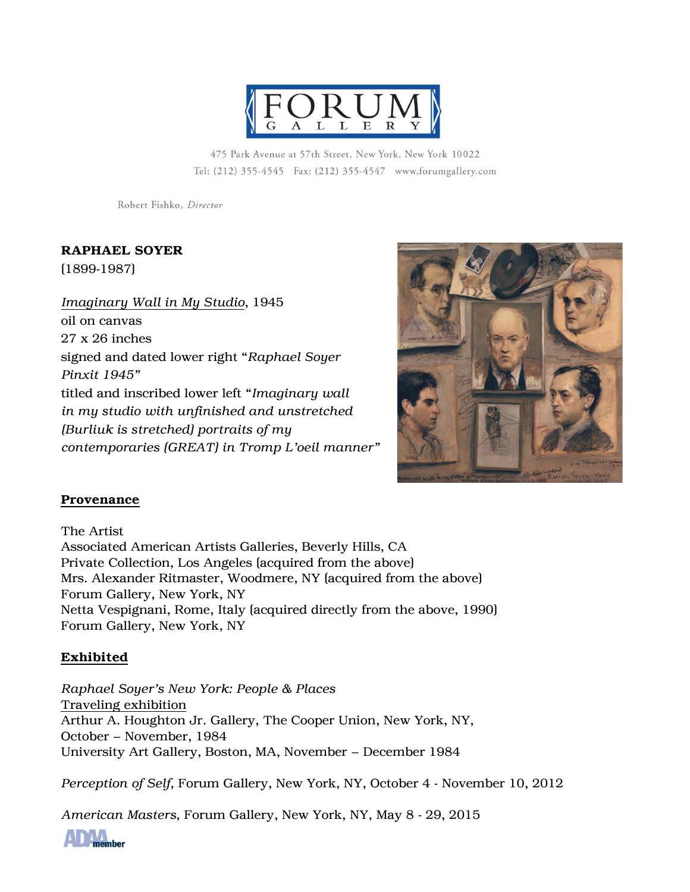# FORUM GALLERY

475 Park Avenue at 57th Street, New York, New York 10022
Tel: (212) 355-4545 Fax: (212) 355-4547 www.forumgallery.com

Robert Fishko, *Director*

**RAPHAEL SOYER**
(1899-1987)

*Imaginary Wall in My Studio*, 1945
oil on canvas
27 x 26 inches
signed and dated lower right "*Raphael Soyer Pinxit 1945*"
titled and inscribed lower left "*Imaginary wall in my studio with unfinished and unstretched (Burliuk is stretched) portraits of my contemporaries (GREAT) in Tromp L'oeil manner*"

## Provenance

The Artist
Associated American Artists Galleries, Beverly Hills, CA
Private Collection, Los Angeles (acquired from the above)
Mrs. Alexander Ritmaster, Woodmere, NY (acquired from the above)
Forum Gallery, New York, NY
Netta Vespignani, Rome, Italy (acquired directly from the above, 1990)
Forum Gallery, New York, NY

## Exhibited

*Raphael Soyer's New York: People & Places*
Traveling exhibition
Arthur A. Houghton Jr. Gallery, The Cooper Union, New York, NY, October – November, 1984
University Art Gallery, Boston, MA, November – December 1984

*Perception of Self*, Forum Gallery, New York, NY, October 4 - November 10, 2012

*American Masters*, Forum Gallery, New York, NY, May 8 - 29, 2015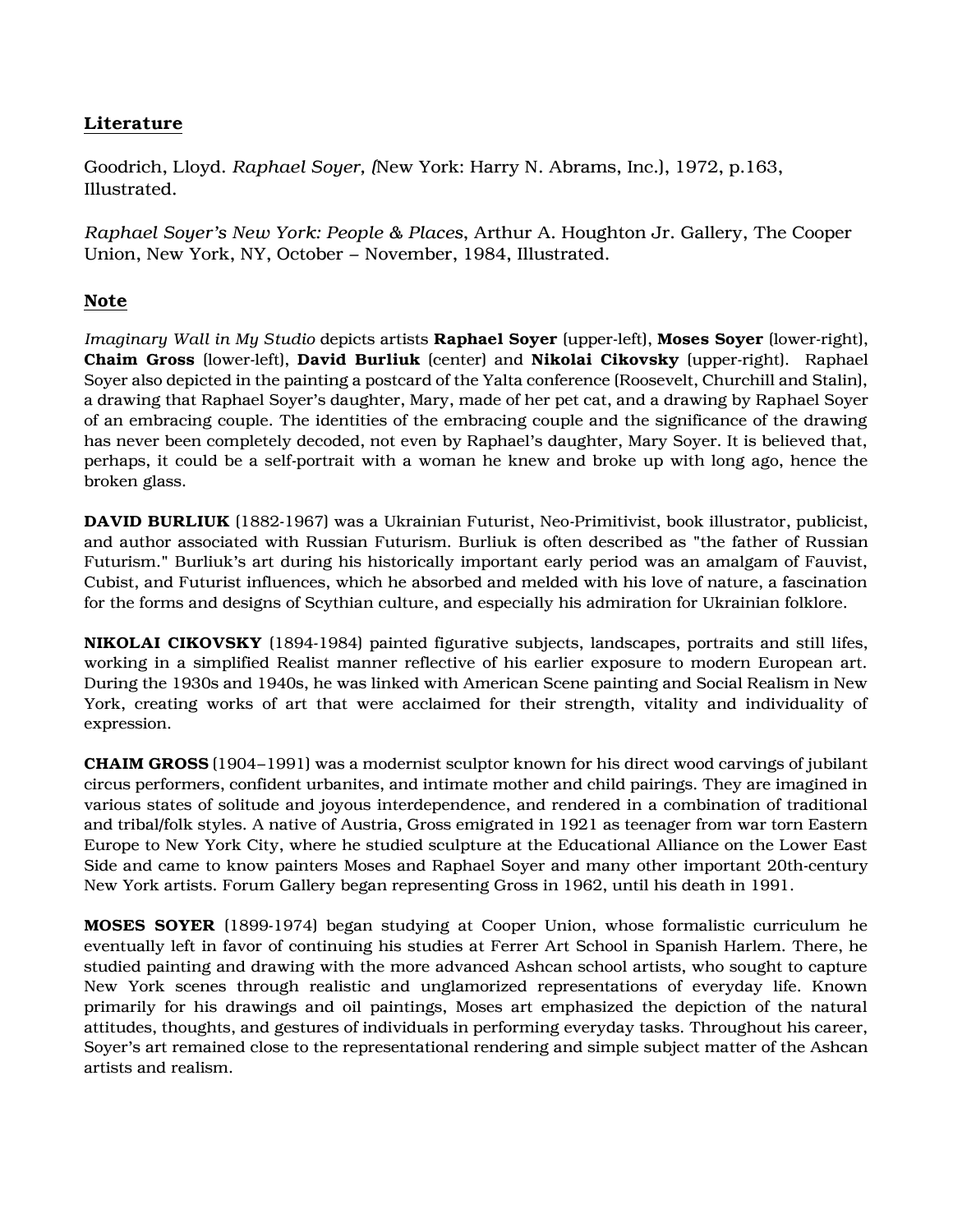## Literature

Goodrich, Lloyd. *Raphael Soyer, (*New York: Harry N. Abrams, Inc.), 1972, p.163, Illustrated.

*Raphael Soyer's New York: People & Places*, Arthur A. Houghton Jr. Gallery, The Cooper Union, New York, NY, October – November, 1984, Illustrated.

## Note

*Imaginary Wall in My Studio* depicts artists **Raphael Soyer** (upper-left), **Moses Soyer** (lower-right), **Chaim Gross** (lower-left), **David Burliuk** (center) and **Nikolai Cikovsky** (upper-right). Raphael Soyer also depicted in the painting a postcard of the Yalta conference (Roosevelt, Churchill and Stalin), a drawing that Raphael Soyer's daughter, Mary, made of her pet cat, and a drawing by Raphael Soyer of an embracing couple. The identities of the embracing couple and the significance of the drawing has never been completely decoded, not even by Raphael's daughter, Mary Soyer. It is believed that, perhaps, it could be a self-portrait with a woman he knew and broke up with long ago, hence the broken glass.

**DAVID BURLIUK** (1882-1967) was a Ukrainian Futurist, Neo-Primitivist, book illustrator, publicist, and author associated with Russian Futurism. Burliuk is often described as "the father of Russian Futurism." Burliuk's art during his historically important early period was an amalgam of Fauvist, Cubist, and Futurist influences, which he absorbed and melded with his love of nature, a fascination for the forms and designs of Scythian culture, and especially his admiration for Ukrainian folklore.

**NIKOLAI CIKOVSKY** (1894-1984) painted figurative subjects, landscapes, portraits and still lifes, working in a simplified Realist manner reflective of his earlier exposure to modern European art. During the 1930s and 1940s, he was linked with American Scene painting and Social Realism in New York, creating works of art that were acclaimed for their strength, vitality and individuality of expression.

**CHAIM GROSS** (1904–1991) was a modernist sculptor known for his direct wood carvings of jubilant circus performers, confident urbanites, and intimate mother and child pairings. They are imagined in various states of solitude and joyous interdependence, and rendered in a combination of traditional and tribal/folk styles. A native of Austria, Gross emigrated in 1921 as teenager from war torn Eastern Europe to New York City, where he studied sculpture at the Educational Alliance on the Lower East Side and came to know painters Moses and Raphael Soyer and many other important 20th-century New York artists. Forum Gallery began representing Gross in 1962, until his death in 1991.

**MOSES SOYER** (1899-1974) began studying at Cooper Union, whose formalistic curriculum he eventually left in favor of continuing his studies at Ferrer Art School in Spanish Harlem. There, he studied painting and drawing with the more advanced Ashcan school artists, who sought to capture New York scenes through realistic and unglamorized representations of everyday life. Known primarily for his drawings and oil paintings, Moses art emphasized the depiction of the natural attitudes, thoughts, and gestures of individuals in performing everyday tasks. Throughout his career, Soyer's art remained close to the representational rendering and simple subject matter of the Ashcan artists and realism.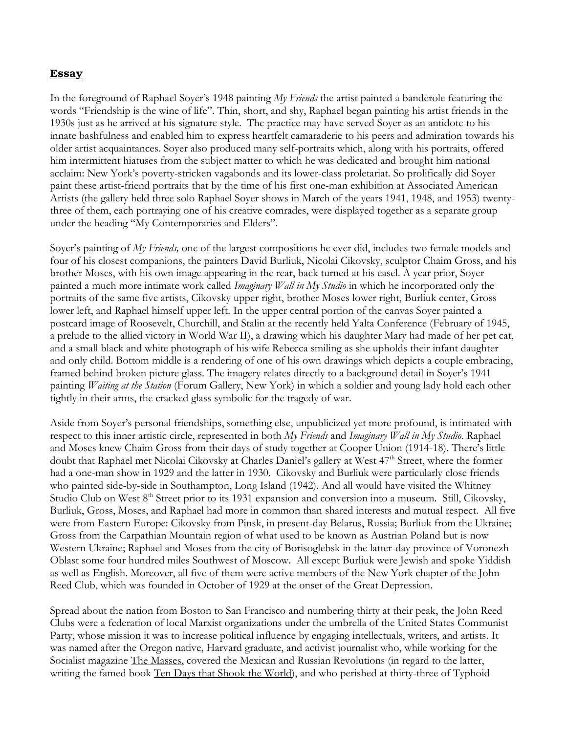## **Essay**

In the foreground of Raphael Soyer's 1948 painting *My Friends* the artist painted a banderole featuring the words "Friendship is the wine of life". Thin, short, and shy, Raphael began painting his artist friends in the 1930s just as he arrived at his signature style. The practice may have served Soyer as an antidote to his innate bashfulness and enabled him to express heartfelt camaraderie to his peers and admiration towards his older artist acquaintances. Soyer also produced many self-portraits which, along with his portraits, offered him intermittent hiatuses from the subject matter to which he was dedicated and brought him national acclaim: New York's poverty-stricken vagabonds and its lower-class proletariat. So prolifically did Soyer paint these artist-friend portraits that by the time of his first one-man exhibition at Associated American Artists (the gallery held three solo Raphael Soyer shows in March of the years 1941, 1948, and 1953) twenty-three of them, each portraying one of his creative comrades, were displayed together as a separate group under the heading "My Contemporaries and Elders".

Soyer's painting of *My Friends,* one of the largest compositions he ever did, includes two female models and four of his closest companions, the painters David Burliuk, Nicolai Cikovsky, sculptor Chaim Gross, and his brother Moses, with his own image appearing in the rear, back turned at his easel. A year prior, Soyer painted a much more intimate work called *Imaginary Wall in My Studio* in which he incorporated only the portraits of the same five artists, Cikovsky upper right, brother Moses lower right, Burliuk center, Gross lower left, and Raphael himself upper left. In the upper central portion of the canvas Soyer painted a postcard image of Roosevelt, Churchill, and Stalin at the recently held Yalta Conference (February of 1945, a prelude to the allied victory in World War II), a drawing which his daughter Mary had made of her pet cat, and a small black and white photograph of his wife Rebecca smiling as she upholds their infant daughter and only child. Bottom middle is a rendering of one of his own drawings which depicts a couple embracing, framed behind broken picture glass. The imagery relates directly to a background detail in Soyer's 1941 painting *Waiting at the Station* (Forum Gallery, New York) in which a soldier and young lady hold each other tightly in their arms, the cracked glass symbolic for the tragedy of war.

Aside from Soyer's personal friendships, something else, unpublicized yet more profound, is intimated with respect to this inner artistic circle, represented in both *My Friends* and *Imaginary Wall in My Studio*. Raphael and Moses knew Chaim Gross from their days of study together at Cooper Union (1914-18). There's little doubt that Raphael met Nicolai Cikovsky at Charles Daniel's gallery at West 47th Street, where the former had a one-man show in 1929 and the latter in 1930. Cikovsky and Burliuk were particularly close friends who painted side-by-side in Southampton, Long Island (1942). And all would have visited the Whitney Studio Club on West 8th Street prior to its 1931 expansion and conversion into a museum. Still, Cikovsky, Burliuk, Gross, Moses, and Raphael had more in common than shared interests and mutual respect. All five were from Eastern Europe: Cikovsky from Pinsk, in present-day Belarus, Russia; Burliuk from the Ukraine; Gross from the Carpathian Mountain region of what used to be known as Austrian Poland but is now Western Ukraine; Raphael and Moses from the city of Borisoglebsk in the latter-day province of Voronezh Oblast some four hundred miles Southwest of Moscow. All except Burliuk were Jewish and spoke Yiddish as well as English. Moreover, all five of them were active members of the New York chapter of the John Reed Club, which was founded in October of 1929 at the onset of the Great Depression.

Spread about the nation from Boston to San Francisco and numbering thirty at their peak, the John Reed Clubs were a federation of local Marxist organizations under the umbrella of the United States Communist Party, whose mission it was to increase political influence by engaging intellectuals, writers, and artists. It was named after the Oregon native, Harvard graduate, and activist journalist who, while working for the Socialist magazine The Masses, covered the Mexican and Russian Revolutions (in regard to the latter, writing the famed book Ten Days that Shook the World), and who perished at thirty-three of Typhoid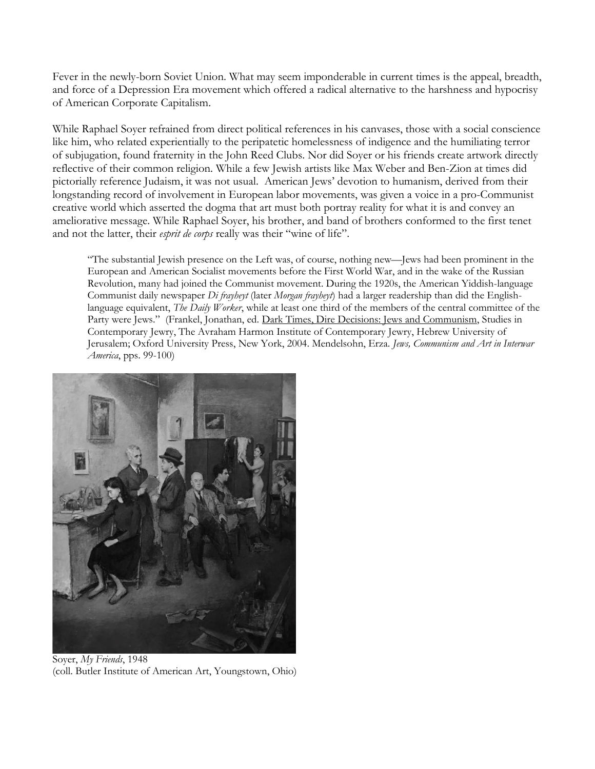Fever in the newly-born Soviet Union. What may seem imponderable in current times is the appeal, breadth, and force of a Depression Era movement which offered a radical alternative to the harshness and hypocrisy of American Corporate Capitalism.

While Raphael Soyer refrained from direct political references in his canvases, those with a social conscience like him, who related experientially to the peripatetic homelessness of indigence and the humiliating terror of subjugation, found fraternity in the John Reed Clubs. Nor did Soyer or his friends create artwork directly reflective of their common religion. While a few Jewish artists like Max Weber and Ben-Zion at times did pictorially reference Judaism, it was not usual. American Jews' devotion to humanism, derived from their longstanding record of involvement in European labor movements, was given a voice in a pro-Communist creative world which asserted the dogma that art must both portray reality for what it is and convey an ameliorative message. While Raphael Soyer, his brother, and band of brothers conformed to the first tenet and not the latter, their *esprit de corps* really was their "wine of life".

> "The substantial Jewish presence on the Left was, of course, nothing new—Jews had been prominent in the European and American Socialist movements before the First World War, and in the wake of the Russian Revolution, many had joined the Communist movement. During the 1920s, the American Yiddish-language Communist daily newspaper *Di frayheyt* (later *Morgan frayheyt*) had a larger readership than did the English-language equivalent, *The Daily Worker*, while at least one third of the members of the central committee of the Party were Jews." (Frankel, Jonathan, ed. Dark Times, Dire Decisions: Jews and Communism, Studies in Contemporary Jewry, The Avraham Harmon Institute of Contemporary Jewry, Hebrew University of Jerusalem; Oxford University Press, New York, 2004. Mendelsohn, Erza. *Jews, Communism and Art in Interwar America*, pps. 99-100)

Soyer, *My Friends*, 1948
(coll. Butler Institute of American Art, Youngstown, Ohio)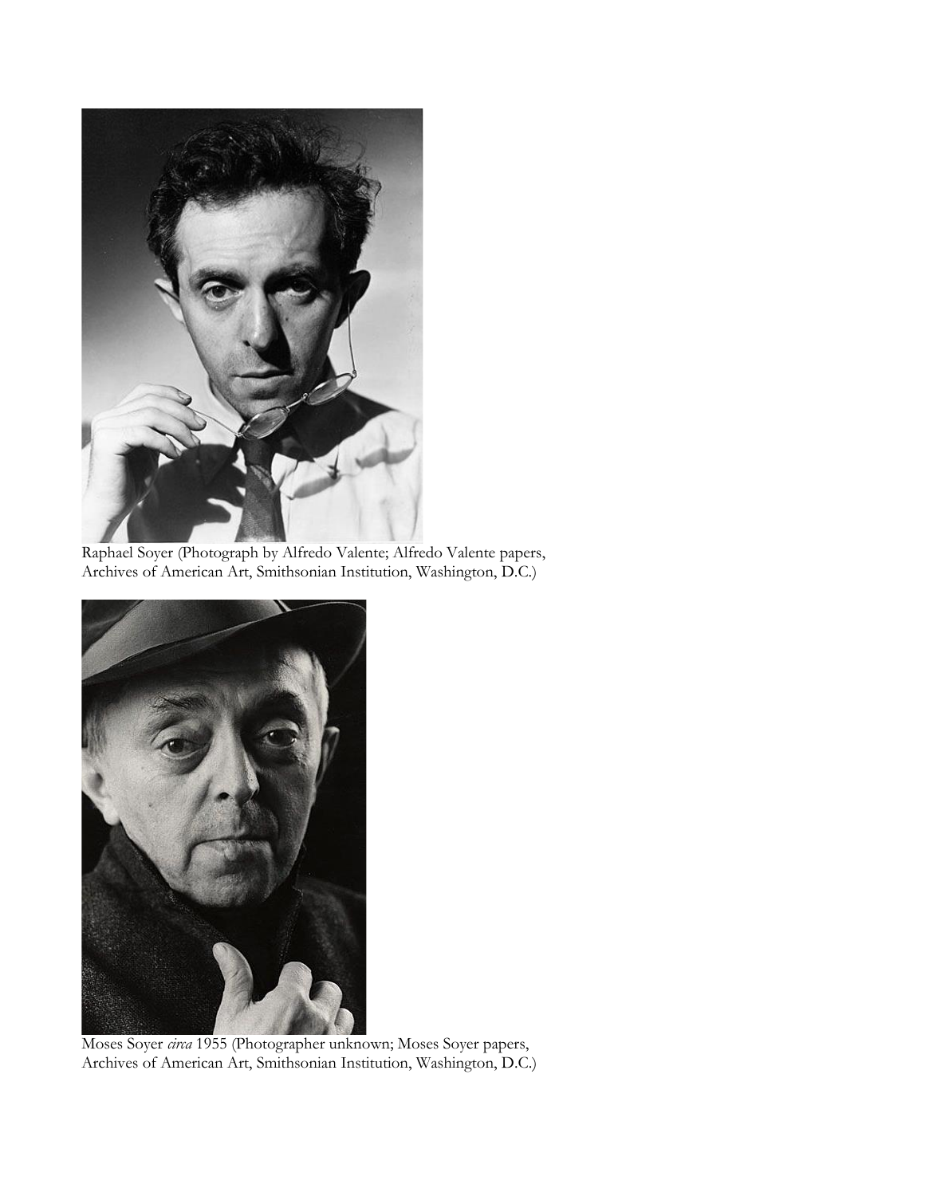Raphael Soyer (Photograph by Alfredo Valente; Alfredo Valente papers, Archives of American Art, Smithsonian Institution, Washington, D.C.)

Moses Soyer *circa* 1955 (Photographer unknown; Moses Soyer papers, Archives of American Art, Smithsonian Institution, Washington, D.C.)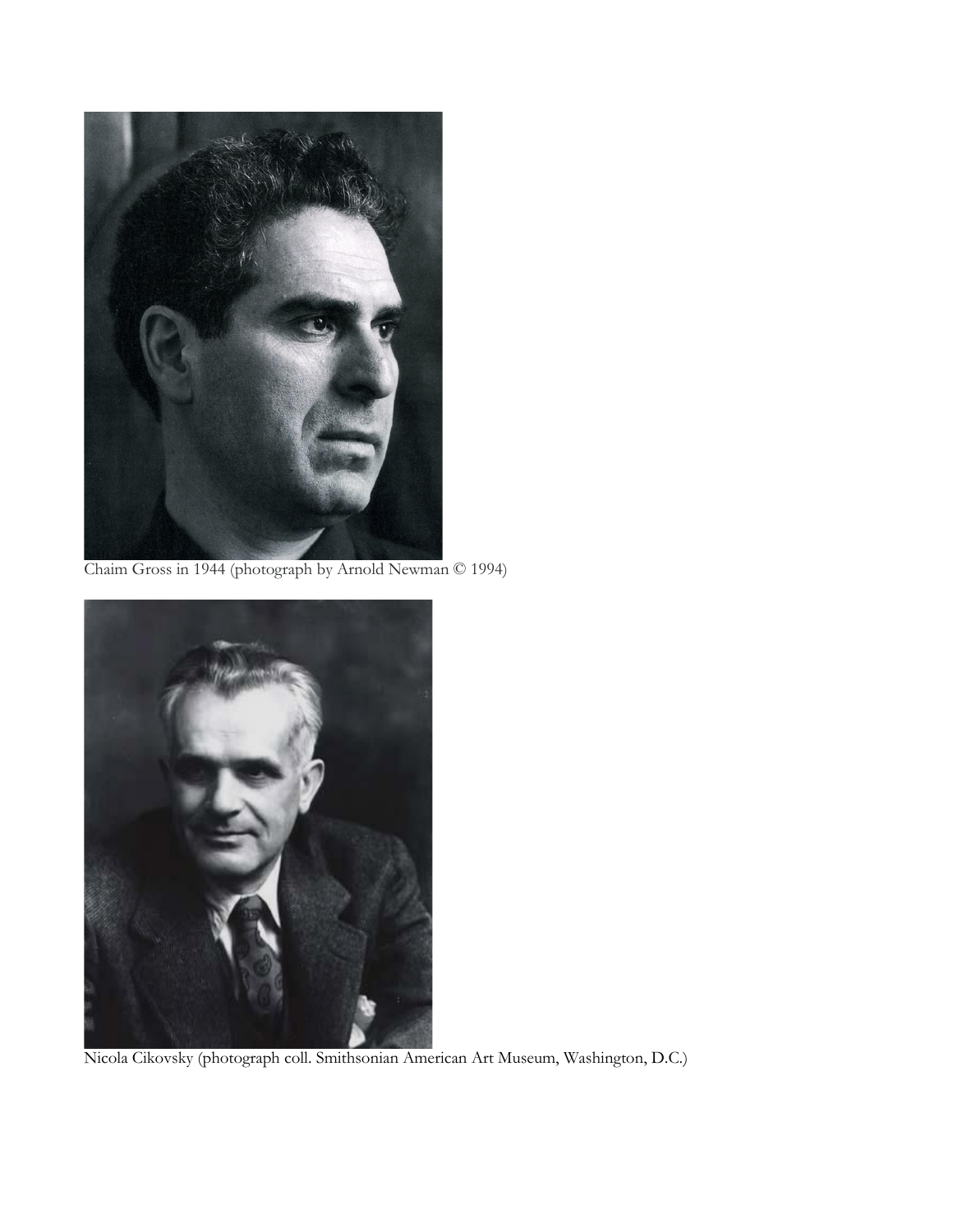Chaim Gross in 1944 (photograph by Arnold Newman © 1994)

Nicola Cikovsky (photograph coll. Smithsonian American Art Museum, Washington, D.C.)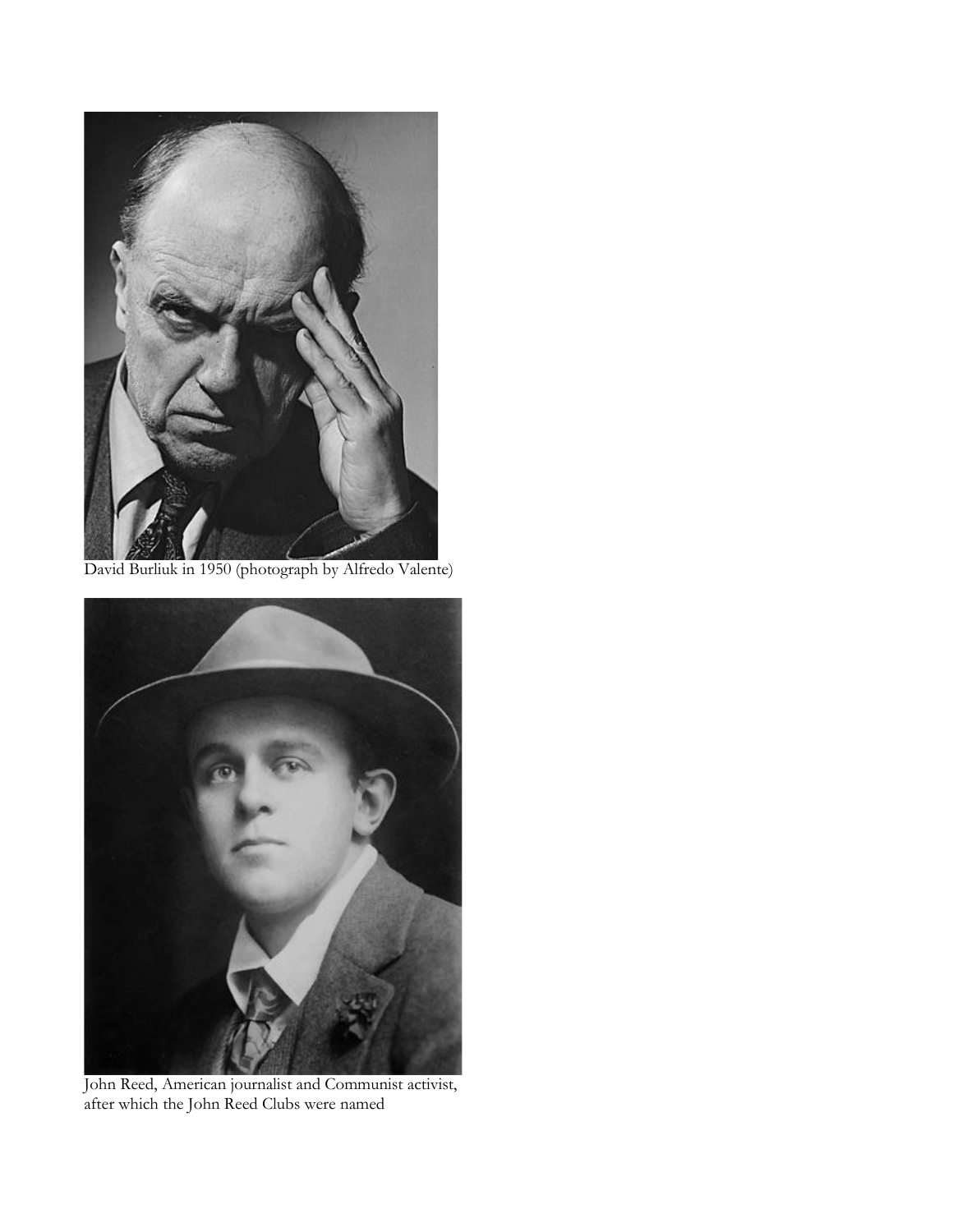David Burliuk in 1950 (photograph by Alfredo Valente)

John Reed, American journalist and Communist activist, after which the John Reed Clubs were named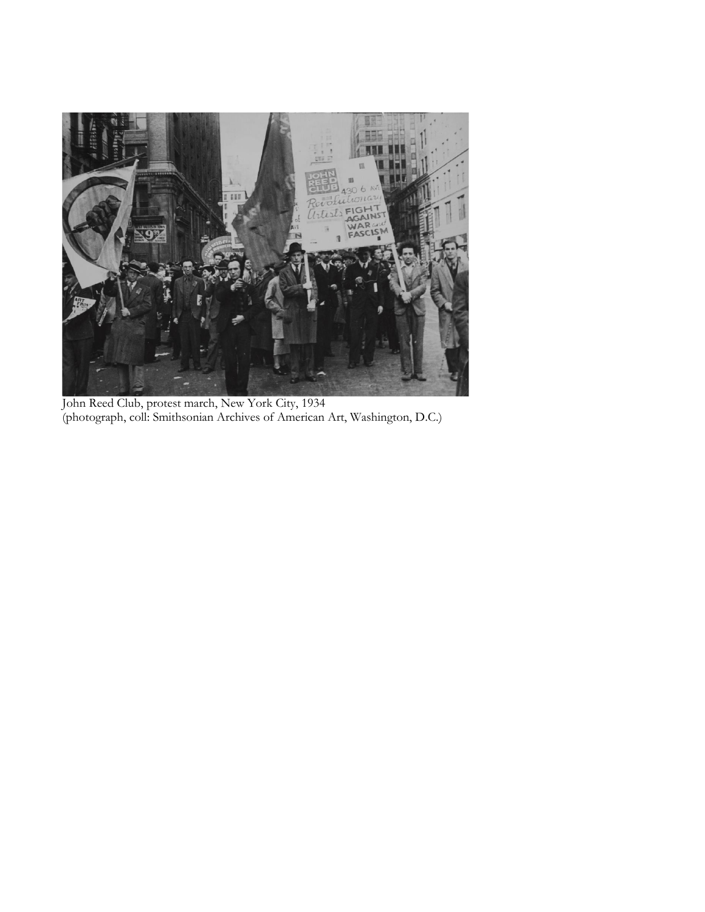John Reed Club, protest march, New York City, 1934
(photograph, coll: Smithsonian Archives of American Art, Washington, D.C.)